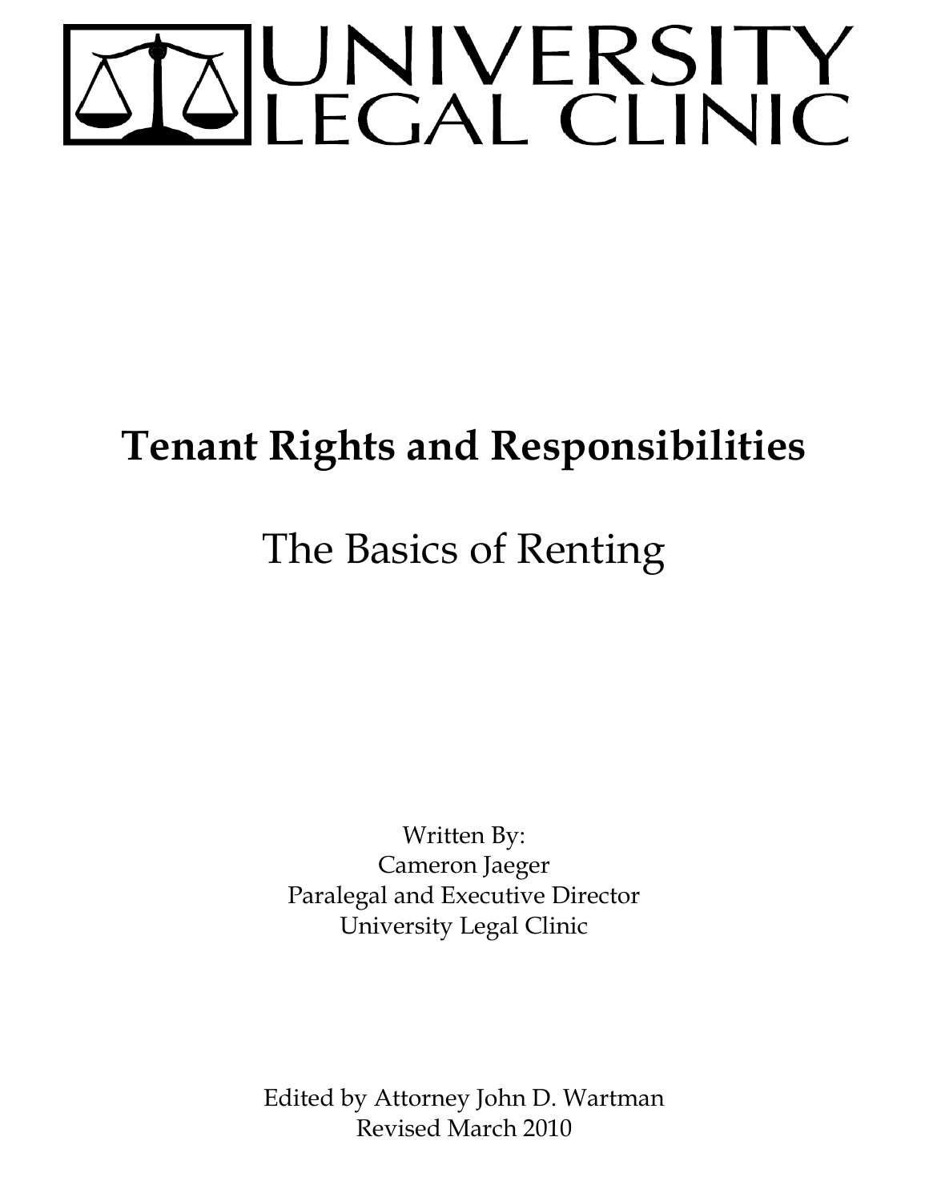# UNIVERSITY LEGAL CLINIC

## Tenant Rights and Responsibilities

## The Basics of Renting

Written By:
Cameron Jaeger
Paralegal and Executive Director
University Legal Clinic

Edited by Attorney John D. Wartman
Revised March 2010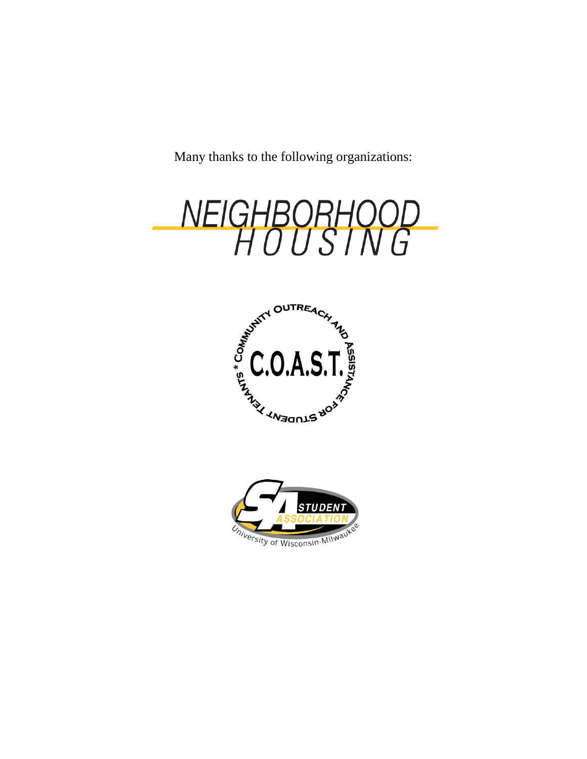Many thanks to the following organizations:

NEIGHBORHOOD HOUSING

C.O.A.S.T.
COMMUNITY OUTREACH AND ASSISTANCE FOR STUDENT TENANTS

SA STUDENT ASSOCIATION
University of Wisconsin-Milwaukee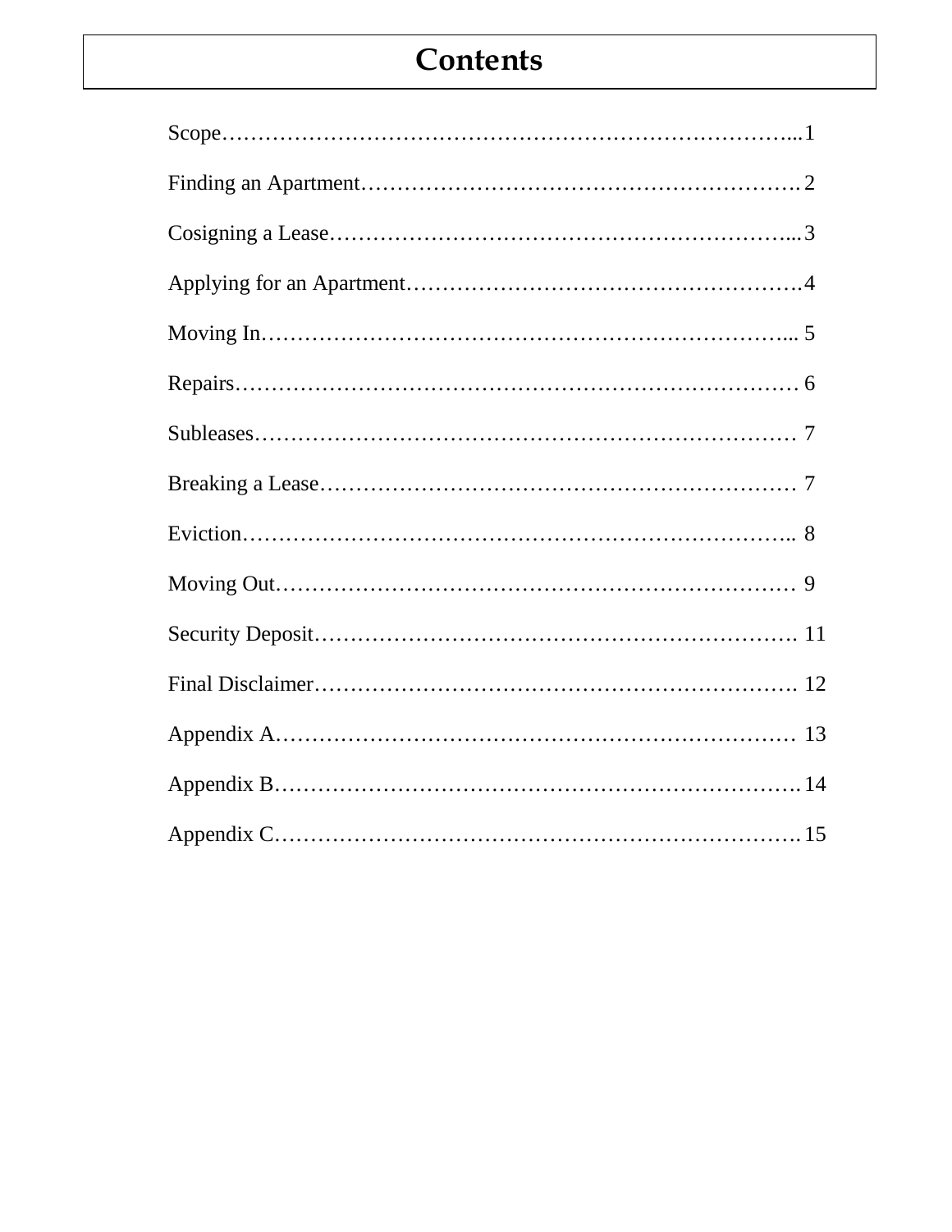# Contents

Scope……………………………………………………………………...1

Finding an Apartment………………………………………………….2

Cosigning a Lease……………………………………………………...3

Applying for an Apartment…………………………………………….4

Moving In……………………………………………………………... 5

Repairs………………………………………………………………… 6

Subleases……………………………………………………………… 7

Breaking a Lease……………………………………………………… 7

Eviction……………………………………………………………….. 8

Moving Out…………………………………………………………… 9

Security Deposit………………………………………………………. 11

Final Disclaimer………………………………………………………. 12

Appendix A…………………………………………………………… 13

Appendix B…………………………………………………………….14

Appendix C…………………………………………………………….15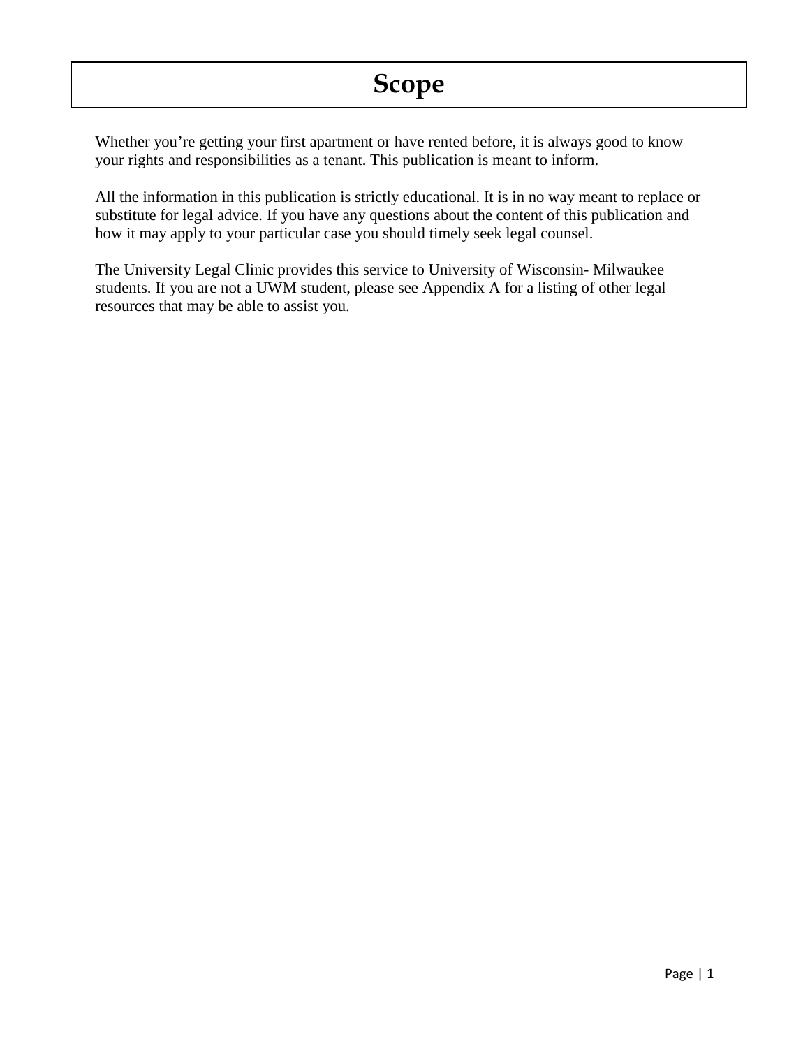# Scope

Whether you're getting your first apartment or have rented before, it is always good to know your rights and responsibilities as a tenant. This publication is meant to inform.

All the information in this publication is strictly educational. It is in no way meant to replace or substitute for legal advice. If you have any questions about the content of this publication and how it may apply to your particular case you should timely seek legal counsel.

The University Legal Clinic provides this service to University of Wisconsin- Milwaukee students. If you are not a UWM student, please see Appendix A for a listing of other legal resources that may be able to assist you.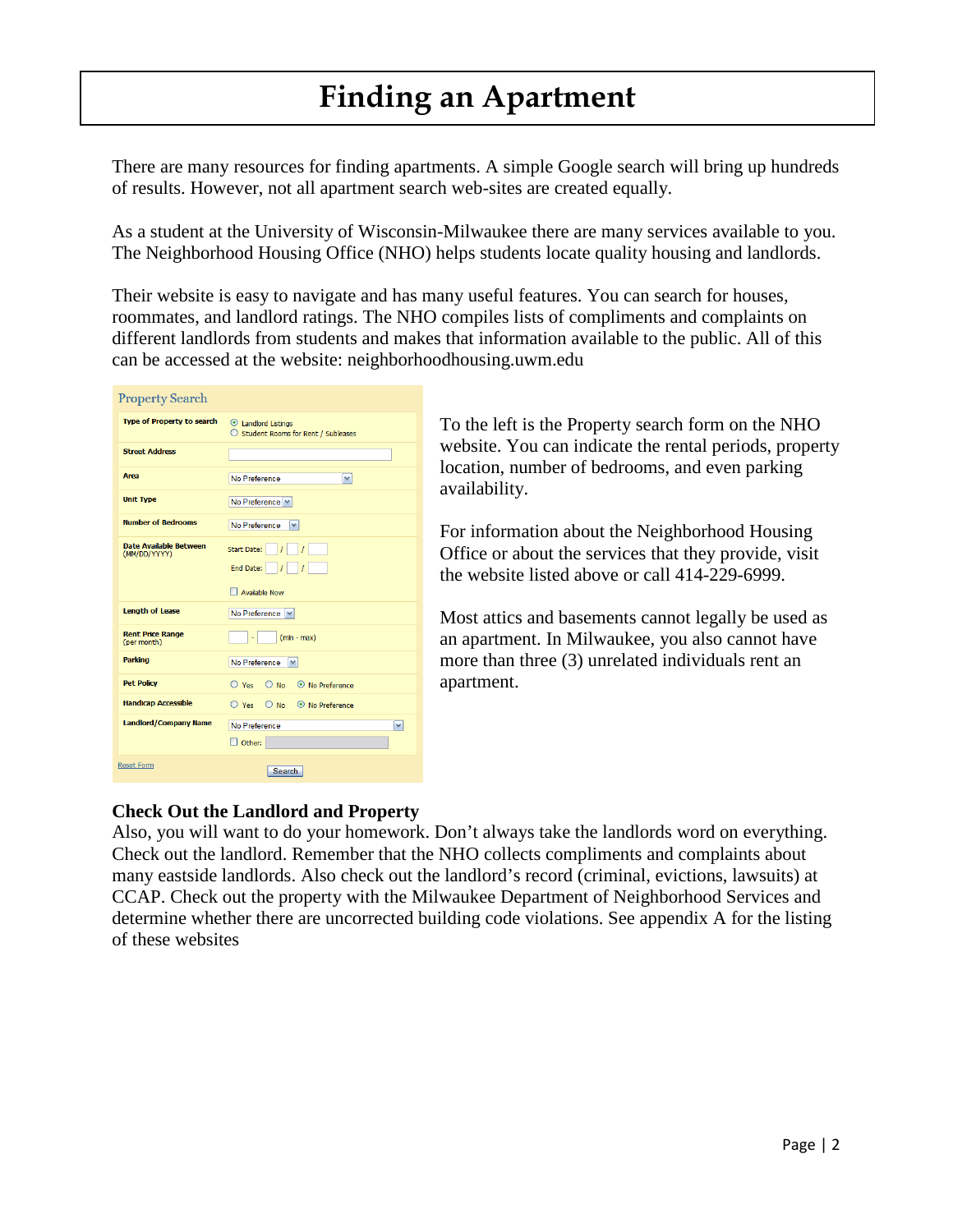# Finding an Apartment

There are many resources for finding apartments. A simple Google search will bring up hundreds of results. However, not all apartment search web-sites are created equally.

As a student at the University of Wisconsin-Milwaukee there are many services available to you. The Neighborhood Housing Office (NHO) helps students locate quality housing and landlords.

Their website is easy to navigate and has many useful features. You can search for houses, roommates, and landlord ratings. The NHO compiles lists of compliments and complaints on different landlords from students and makes that information available to the public. All of this can be accessed at the website: neighborhoodhousing.uwm.edu

**Property Search**

| Field | Options |
| --- | --- |
| Type of Property to search | Landlord Listings / Student Rooms for Rent / Subleases |
| Street Address | |
| Area | No Preference |
| Unit Type | No Preference |
| Number of Bedrooms | No Preference |
| Date Available Between (MM/DD/YYYY) | Start Date: / / ; End Date: / / ; Available Now |
| Length of Lease | No Preference |
| Rent Price Range (per month) | - (min - max) |
| Parking | No Preference |
| Pet Policy | Yes / No / No Preference |
| Handicap Accessible | Yes / No / No Preference |
| Landlord/Company Name | No Preference; Other: |
| Reset Form | Search |

To the left is the Property search form on the NHO website. You can indicate the rental periods, property location, number of bedrooms, and even parking availability.

For information about the Neighborhood Housing Office or about the services that they provide, visit the website listed above or call 414-229-6999.

Most attics and basements cannot legally be used as an apartment. In Milwaukee, you also cannot have more than three (3) unrelated individuals rent an apartment.

### Check Out the Landlord and Property

Also, you will want to do your homework. Don't always take the landlords word on everything. Check out the landlord. Remember that the NHO collects compliments and complaints about many eastside landlords. Also check out the landlord's record (criminal, evictions, lawsuits) at CCAP. Check out the property with the Milwaukee Department of Neighborhood Services and determine whether there are uncorrected building code violations. See appendix A for the listing of these websites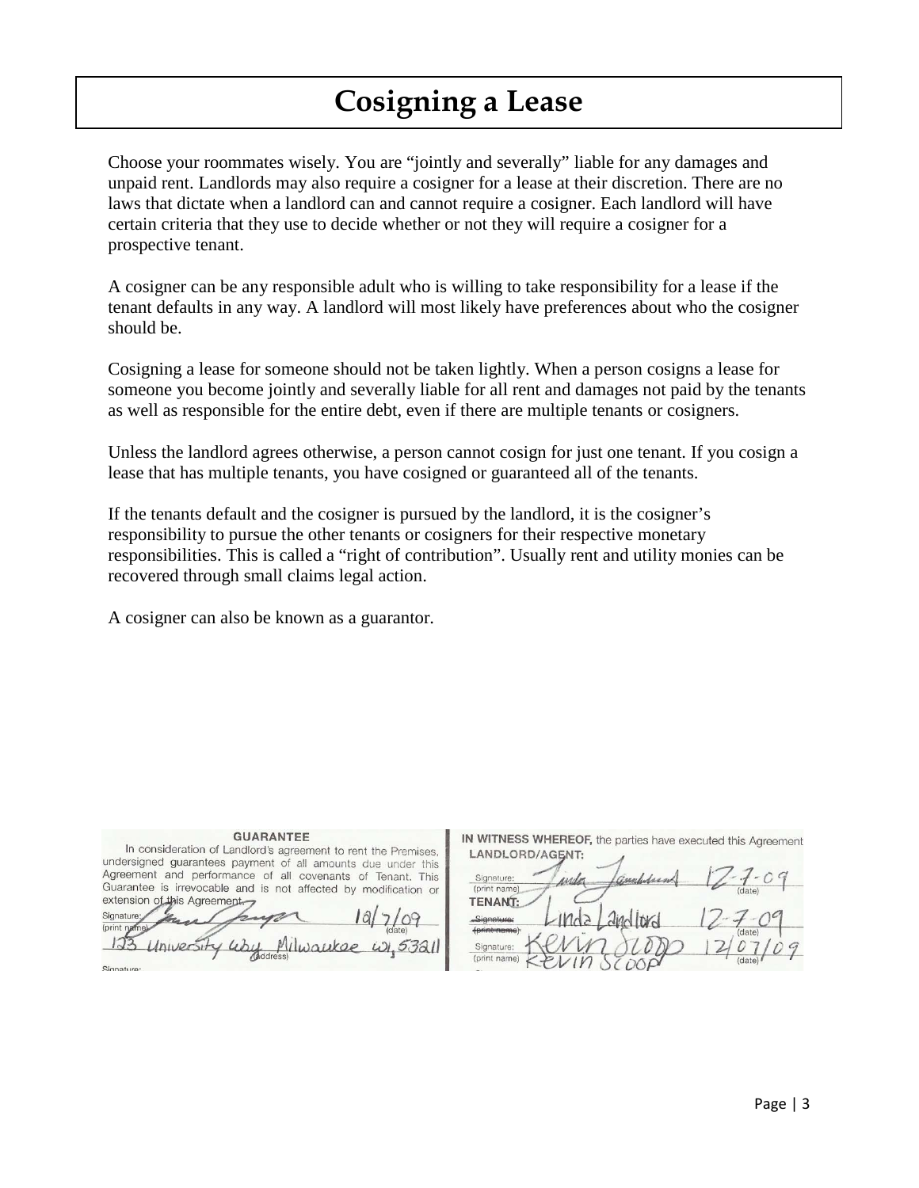# Cosigning a Lease

Choose your roommates wisely. You are "jointly and severally" liable for any damages and unpaid rent. Landlords may also require a cosigner for a lease at their discretion. There are no laws that dictate when a landlord can and cannot require a cosigner. Each landlord will have certain criteria that they use to decide whether or not they will require a cosigner for a prospective tenant.

A cosigner can be any responsible adult who is willing to take responsibility for a lease if the tenant defaults in any way. A landlord will most likely have preferences about who the cosigner should be.

Cosigning a lease for someone should not be taken lightly. When a person cosigns a lease for someone you become jointly and severally liable for all rent and damages not paid by the tenants as well as responsible for the entire debt, even if there are multiple tenants or cosigners.

Unless the landlord agrees otherwise, a person cannot cosign for just one tenant. If you cosign a lease that has multiple tenants, you have cosigned or guaranteed all of the tenants.

If the tenants default and the cosigner is pursued by the landlord, it is the cosigner's responsibility to pursue the other tenants or cosigners for their respective monetary responsibilities. This is called a "right of contribution". Usually rent and utility monies can be recovered through small claims legal action.

A cosigner can also be known as a guarantor.

**GUARANTEE**

In consideration of Landlord's agreement to rent the Premises, undersigned guarantees payment of all amounts due under this Agreement and performance of all covenants of Tenant. This Guarantee is irrevocable and is not affected by modification or extension of this Agreement.

Signature: [signature] 12/7/09 (date)
(print name)
123 University Way Milwaukee WI, 53211 (address)
Signature:

**IN WITNESS WHEREOF,** the parties have executed this Agreement

**LANDLORD/AGENT:**

Signature: [signature] 12-7-09 (date)
(print name) Linda Landlord 12-7-09

**TENANT:**

Signature: Kevin Scoop 12/07/09 (date)
(print name) Kevin Scoop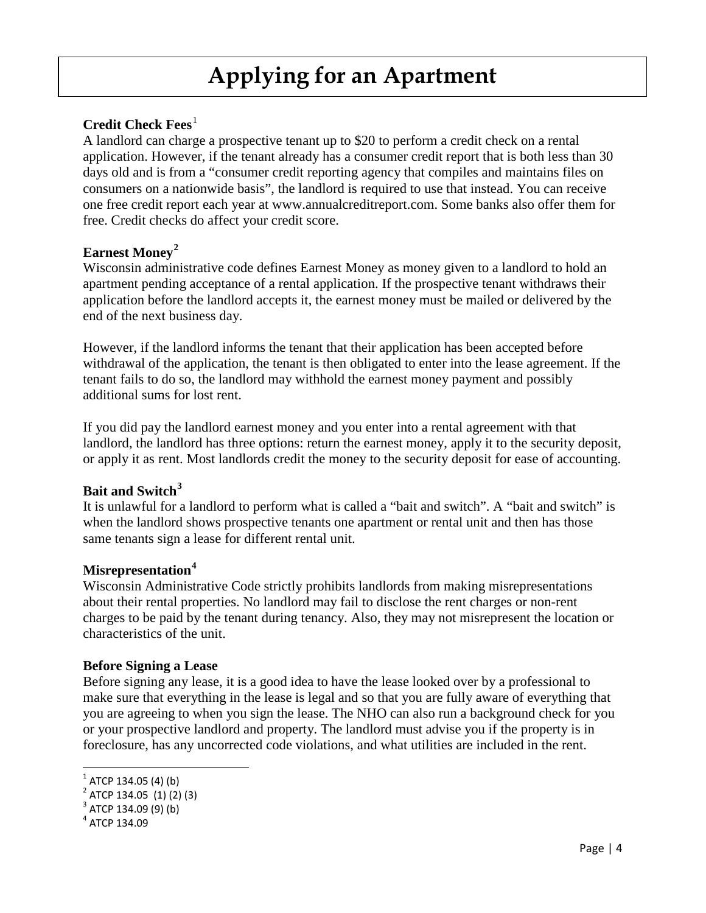# Applying for an Apartment

**Credit Check Fees**[1]

A landlord can charge a prospective tenant up to $20 to perform a credit check on a rental application. However, if the tenant already has a consumer credit report that is both less than 30 days old and is from a "consumer credit reporting agency that compiles and maintains files on consumers on a nationwide basis", the landlord is required to use that instead. You can receive one free credit report each year at www.annualcreditreport.com. Some banks also offer them for free. Credit checks do affect your credit score.

**Earnest Money**[2]

Wisconsin administrative code defines Earnest Money as money given to a landlord to hold an apartment pending acceptance of a rental application. If the prospective tenant withdraws their application before the landlord accepts it, the earnest money must be mailed or delivered by the end of the next business day.

However, if the landlord informs the tenant that their application has been accepted before withdrawal of the application, the tenant is then obligated to enter into the lease agreement. If the tenant fails to do so, the landlord may withhold the earnest money payment and possibly additional sums for lost rent.

If you did pay the landlord earnest money and you enter into a rental agreement with that landlord, the landlord has three options: return the earnest money, apply it to the security deposit, or apply it as rent. Most landlords credit the money to the security deposit for ease of accounting.

**Bait and Switch**[3]

It is unlawful for a landlord to perform what is called a "bait and switch". A "bait and switch" is when the landlord shows prospective tenants one apartment or rental unit and then has those same tenants sign a lease for different rental unit.

**Misrepresentation**[4]

Wisconsin Administrative Code strictly prohibits landlords from making misrepresentations about their rental properties. No landlord may fail to disclose the rent charges or non-rent charges to be paid by the tenant during tenancy. Also, they may not misrepresent the location or characteristics of the unit.

**Before Signing a Lease**

Before signing any lease, it is a good idea to have the lease looked over by a professional to make sure that everything in the lease is legal and so that you are fully aware of everything that you are agreeing to when you sign the lease. The NHO can also run a background check for you or your prospective landlord and property. The landlord must advise you if the property is in foreclosure, has any uncorrected code violations, and what utilities are included in the rent.

---

[1] ATCP 134.05 (4) (b)
[2] ATCP 134.05 (1) (2) (3)
[3] ATCP 134.09 (9) (b)
[4] ATCP 134.09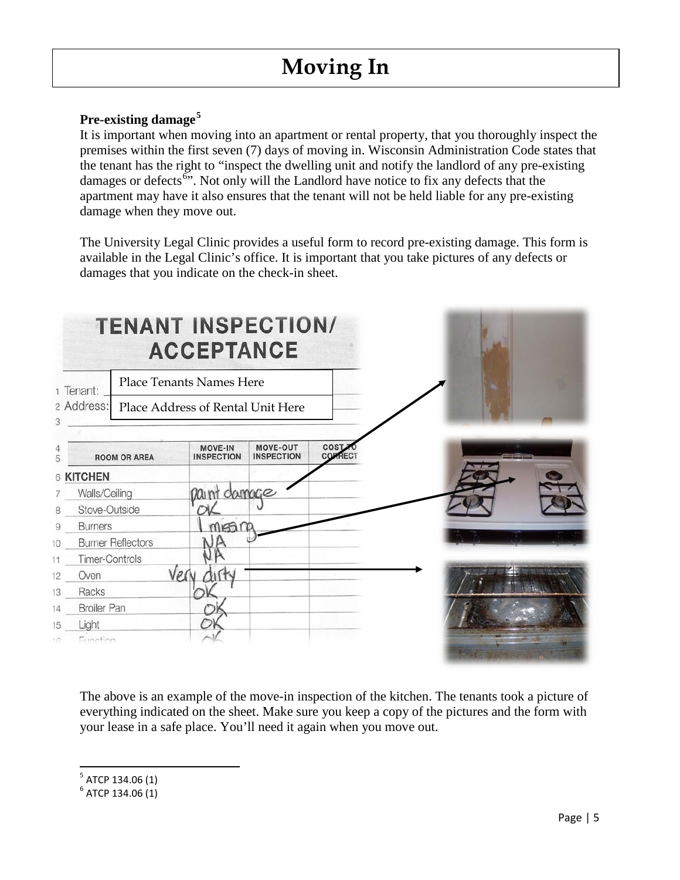# Moving In

**Pre-existing damage**[5]

It is important when moving into an apartment or rental property, that you thoroughly inspect the premises within the first seven (7) days of moving in. Wisconsin Administration Code states that the tenant has the right to "inspect the dwelling unit and notify the landlord of any pre-existing damages or defects[6]". Not only will the Landlord have notice to fix any defects that the apartment may have it also ensures that the tenant will not be held liable for any pre-existing damage when they move out.

The University Legal Clinic provides a useful form to record pre-existing damage. This form is available in the Legal Clinic's office. It is important that you take pictures of any defects or damages that you indicate on the check-in sheet.

**TENANT INSPECTION/ ACCEPTANCE**

1 Tenant: Place Tenants Names Here

2 Address: Place Address of Rental Unit Here

3

| | ROOM OR AREA | MOVE-IN INSPECTION | MOVE-OUT INSPECTION | COST TO CORRECT |
|---|---|---|---|---|
| 6 | **KITCHEN** | | | |
| 7 | Walls/Ceiling | paint damage | | |
| 8 | Stove-Outside | OK | | |
| 9 | Burners | 1 missing | | |
| 10 | Burner Reflectors | NA | | |
| 11 | Timer-Controls | NA | | |
| 12 | Oven | Very dirty | | |
| 13 | Racks | OK | | |
| 14 | Broiler Pan | OK | | |
| 15 | Light | OK | | |
| 16 | Function | OK | | |

The above is an example of the move-in inspection of the kitchen. The tenants took a picture of everything indicated on the sheet. Make sure you keep a copy of the pictures and the form with your lease in a safe place. You'll need it again when you move out.

[5] ATCP 134.06 (1)

[6] ATCP 134.06 (1)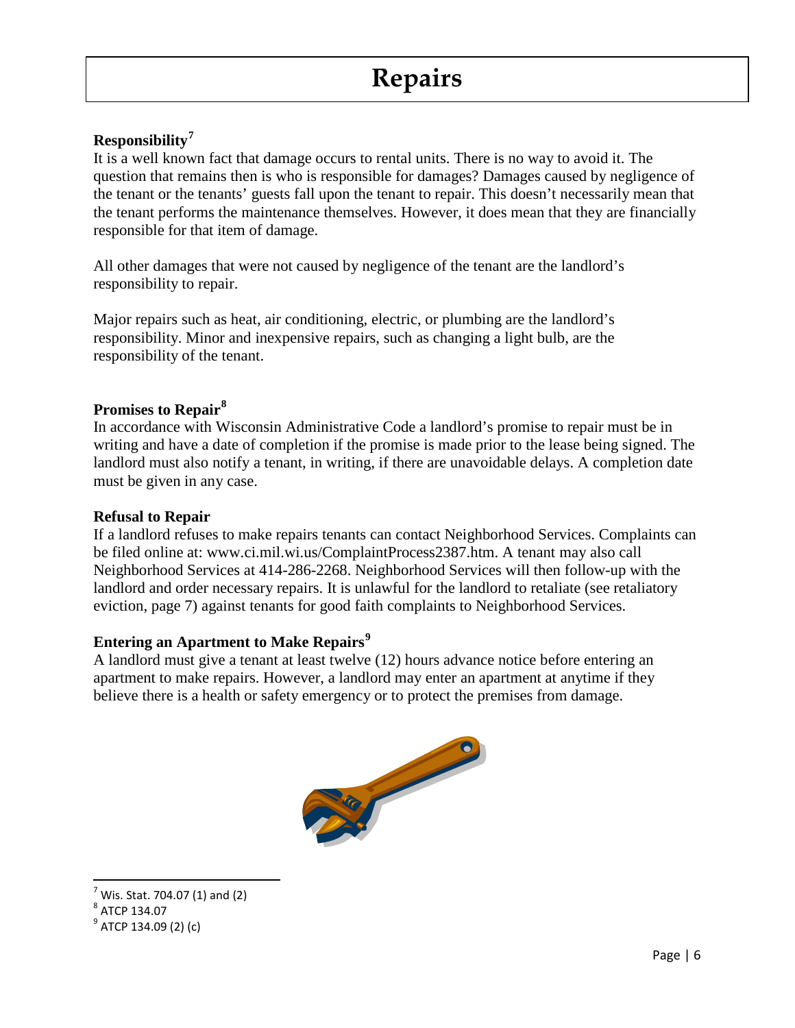# Repairs

### Responsibility[7]

It is a well known fact that damage occurs to rental units. There is no way to avoid it. The question that remains then is who is responsible for damages? Damages caused by negligence of the tenant or the tenants' guests fall upon the tenant to repair. This doesn't necessarily mean that the tenant performs the maintenance themselves. However, it does mean that they are financially responsible for that item of damage.

All other damages that were not caused by negligence of the tenant are the landlord's responsibility to repair.

Major repairs such as heat, air conditioning, electric, or plumbing are the landlord's responsibility. Minor and inexpensive repairs, such as changing a light bulb, are the responsibility of the tenant.

### Promises to Repair[8]

In accordance with Wisconsin Administrative Code a landlord's promise to repair must be in writing and have a date of completion if the promise is made prior to the lease being signed. The landlord must also notify a tenant, in writing, if there are unavoidable delays. A completion date must be given in any case.

### Refusal to Repair

If a landlord refuses to make repairs tenants can contact Neighborhood Services. Complaints can be filed online at: www.ci.mil.wi.us/ComplaintProcess2387.htm. A tenant may also call Neighborhood Services at 414-286-2268. Neighborhood Services will then follow-up with the landlord and order necessary repairs. It is unlawful for the landlord to retaliate (see retaliatory eviction, page 7) against tenants for good faith complaints to Neighborhood Services.

### Entering an Apartment to Make Repairs[9]

A landlord must give a tenant at least twelve (12) hours advance notice before entering an apartment to make repairs. However, a landlord may enter an apartment at anytime if they believe there is a health or safety emergency or to protect the premises from damage.

---

[7] Wis. Stat. 704.07 (1) and (2)

[8] ATCP 134.07

[9] ATCP 134.09 (2) (c)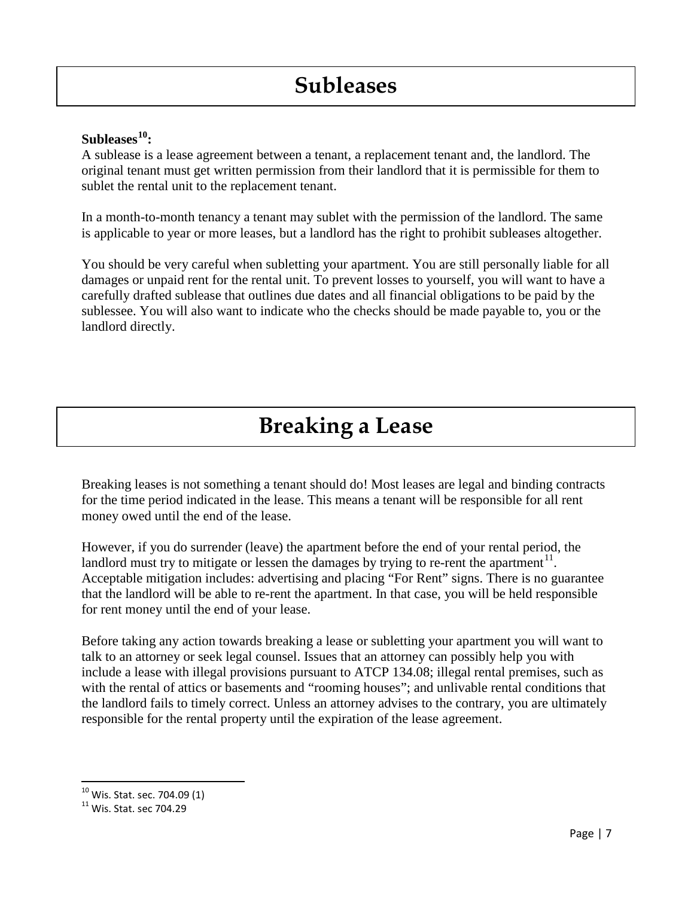# Subleases

**Subleases[10]:**
A sublease is a lease agreement between a tenant, a replacement tenant and, the landlord. The original tenant must get written permission from their landlord that it is permissible for them to sublet the rental unit to the replacement tenant.

In a month-to-month tenancy a tenant may sublet with the permission of the landlord. The same is applicable to year or more leases, but a landlord has the right to prohibit subleases altogether.

You should be very careful when subletting your apartment. You are still personally liable for all damages or unpaid rent for the rental unit. To prevent losses to yourself, you will want to have a carefully drafted sublease that outlines due dates and all financial obligations to be paid by the sublessee. You will also want to indicate who the checks should be made payable to, you or the landlord directly.

# Breaking a Lease

Breaking leases is not something a tenant should do! Most leases are legal and binding contracts for the time period indicated in the lease. This means a tenant will be responsible for all rent money owed until the end of the lease.

However, if you do surrender (leave) the apartment before the end of your rental period, the landlord must try to mitigate or lessen the damages by trying to re-rent the apartment[11]. Acceptable mitigation includes: advertising and placing "For Rent" signs. There is no guarantee that the landlord will be able to re-rent the apartment. In that case, you will be held responsible for rent money until the end of your lease.

Before taking any action towards breaking a lease or subletting your apartment you will want to talk to an attorney or seek legal counsel. Issues that an attorney can possibly help you with include a lease with illegal provisions pursuant to ATCP 134.08; illegal rental premises, such as with the rental of attics or basements and "rooming houses"; and unlivable rental conditions that the landlord fails to timely correct. Unless an attorney advises to the contrary, you are ultimately responsible for the rental property until the expiration of the lease agreement.

[10] Wis. Stat. sec. 704.09 (1)
[11] Wis. Stat. sec 704.29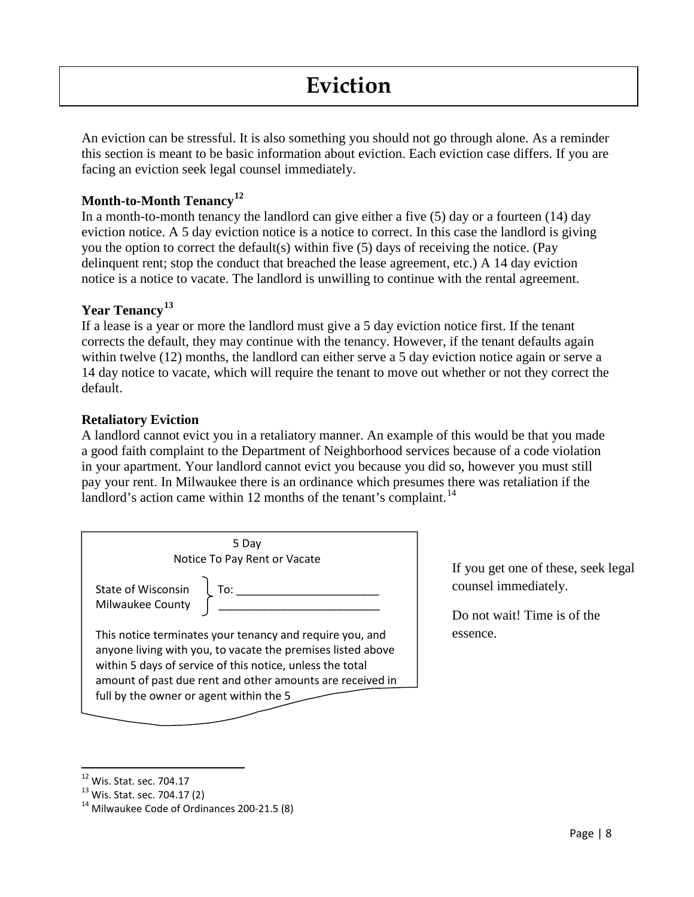# Eviction

An eviction can be stressful. It is also something you should not go through alone. As a reminder this section is meant to be basic information about eviction. Each eviction case differs. If you are facing an eviction seek legal counsel immediately.

**Month-to-Month Tenancy[12]**

In a month-to-month tenancy the landlord can give either a five (5) day or a fourteen (14) day eviction notice. A 5 day eviction notice is a notice to correct. In this case the landlord is giving you the option to correct the default(s) within five (5) days of receiving the notice. (Pay delinquent rent; stop the conduct that breached the lease agreement, etc.) A 14 day eviction notice is a notice to vacate. The landlord is unwilling to continue with the rental agreement.

**Year Tenancy[13]**

If a lease is a year or more the landlord must give a 5 day eviction notice first. If the tenant corrects the default, they may continue with the tenancy. However, if the tenant defaults again within twelve (12) months, the landlord can either serve a 5 day eviction notice again or serve a 14 day notice to vacate, which will require the tenant to move out whether or not they correct the default.

**Retaliatory Eviction**

A landlord cannot evict you in a retaliatory manner. An example of this would be that you made a good faith complaint to the Department of Neighborhood services because of a code violation in your apartment. Your landlord cannot evict you because you did so, however you must still pay your rent. In Milwaukee there is an ordinance which presumes there was retaliation if the landlord's action came within 12 months of the tenant's complaint.[14]

> 5 Day
> Notice To Pay Rent or Vacate
>
> State of Wisconsin
> Milwaukee County
> To: ______________________
> ______________________
>
> This notice terminates your tenancy and require you, and anyone living with you, to vacate the premises listed above within 5 days of service of this notice, unless the total amount of past due rent and other amounts are received in full by the owner or agent within the 5

If you get one of these, seek legal counsel immediately.

Do not wait! Time is of the essence.

---

[12] Wis. Stat. sec. 704.17

[13] Wis. Stat. sec. 704.17 (2)

[14] Milwaukee Code of Ordinances 200-21.5 (8)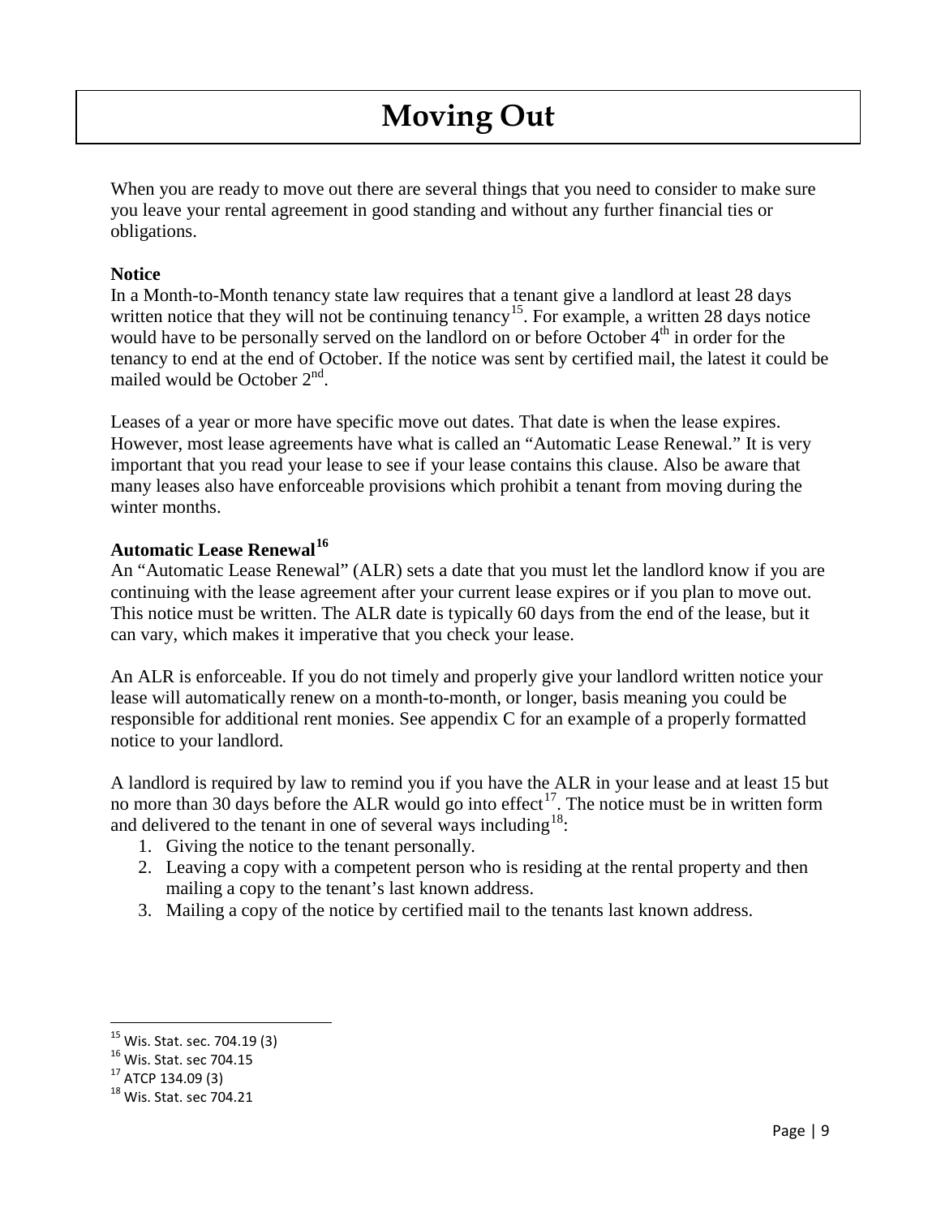# Moving Out

When you are ready to move out there are several things that you need to consider to make sure you leave your rental agreement in good standing and without any further financial ties or obligations.

**Notice**

In a Month-to-Month tenancy state law requires that a tenant give a landlord at least 28 days written notice that they will not be continuing tenancy[15]. For example, a written 28 days notice would have to be personally served on the landlord on or before October 4th in order for the tenancy to end at the end of October. If the notice was sent by certified mail, the latest it could be mailed would be October 2nd.

Leases of a year or more have specific move out dates. That date is when the lease expires. However, most lease agreements have what is called an "Automatic Lease Renewal." It is very important that you read your lease to see if your lease contains this clause. Also be aware that many leases also have enforceable provisions which prohibit a tenant from moving during the winter months.

**Automatic Lease Renewal[16]**

An "Automatic Lease Renewal" (ALR) sets a date that you must let the landlord know if you are continuing with the lease agreement after your current lease expires or if you plan to move out. This notice must be written. The ALR date is typically 60 days from the end of the lease, but it can vary, which makes it imperative that you check your lease.

An ALR is enforceable. If you do not timely and properly give your landlord written notice your lease will automatically renew on a month-to-month, or longer, basis meaning you could be responsible for additional rent monies. See appendix C for an example of a properly formatted notice to your landlord.

A landlord is required by law to remind you if you have the ALR in your lease and at least 15 but no more than 30 days before the ALR would go into effect[17]. The notice must be in written form and delivered to the tenant in one of several ways including[18]:

1. Giving the notice to the tenant personally.
2. Leaving a copy with a competent person who is residing at the rental property and then mailing a copy to the tenant's last known address.
3. Mailing a copy of the notice by certified mail to the tenants last known address.

---

[15] Wis. Stat. sec. 704.19 (3)
[16] Wis. Stat. sec 704.15
[17] ATCP 134.09 (3)
[18] Wis. Stat. sec 704.21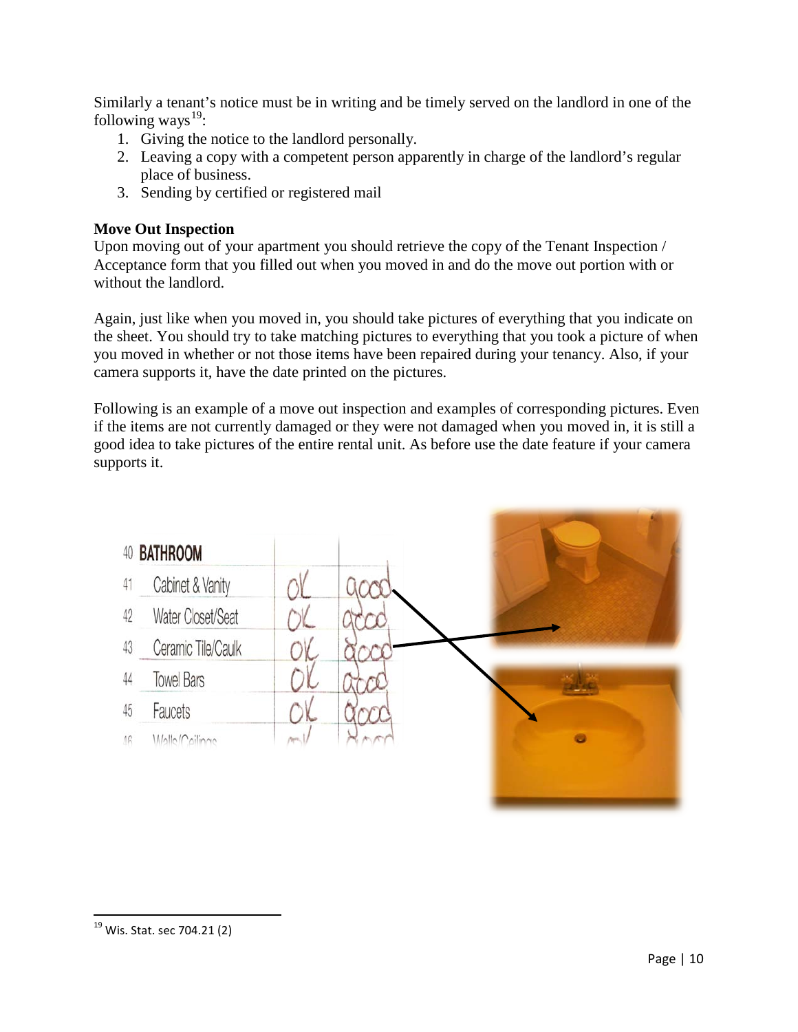Similarly a tenant's notice must be in writing and be timely served on the landlord in one of the following ways[19]:

1. Giving the notice to the landlord personally.
2. Leaving a copy with a competent person apparently in charge of the landlord's regular place of business.
3. Sending by certified or registered mail

**Move Out Inspection**

Upon moving out of your apartment you should retrieve the copy of the Tenant Inspection / Acceptance form that you filled out when you moved in and do the move out portion with or without the landlord.

Again, just like when you moved in, you should take pictures of everything that you indicate on the sheet. You should try to take matching pictures to everything that you took a picture of when you moved in whether or not those items have been repaired during your tenancy. Also, if your camera supports it, have the date printed on the pictures.

Following is an example of a move out inspection and examples of corresponding pictures. Even if the items are not currently damaged or they were not damaged when you moved in, it is still a good idea to take pictures of the entire rental unit. As before use the date feature if your camera supports it.

| 40 | BATHROOM | | |
|---|---|---|---|
| 41 | Cabinet & Vanity | ok | good |
| 42 | Water Closet/Seat | ok | good |
| 43 | Ceramic Tile/Caulk | ok | good |
| 44 | Towel Bars | ok | good |
| 45 | Faucets | ok | good |
| 46 | Walls/Ceilings | ok | good |

[19] Wis. Stat. sec 704.21 (2)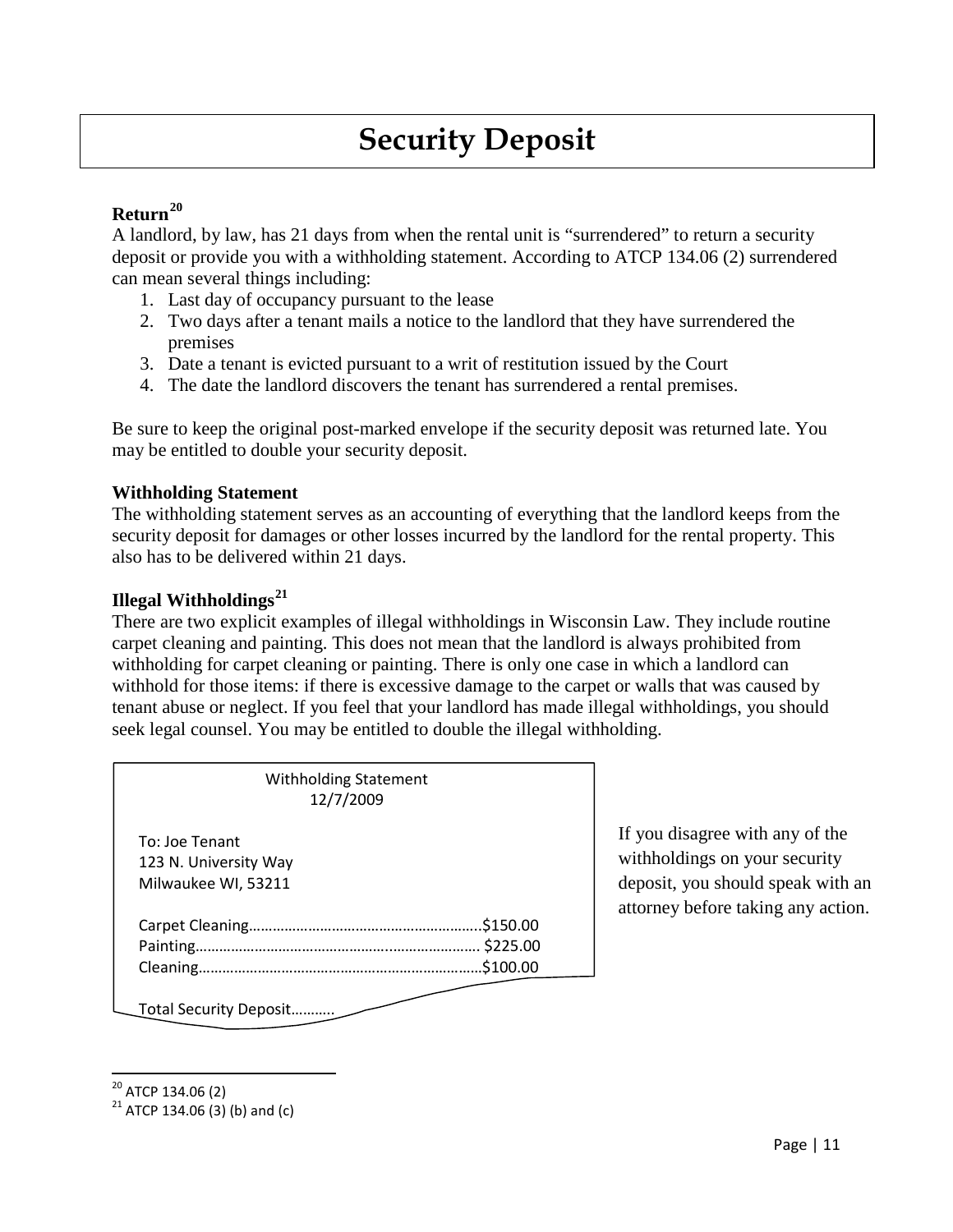# Security Deposit

### Return[20]

A landlord, by law, has 21 days from when the rental unit is "surrendered" to return a security deposit or provide you with a withholding statement. According to ATCP 134.06 (2) surrendered can mean several things including:

1. Last day of occupancy pursuant to the lease
2. Two days after a tenant mails a notice to the landlord that they have surrendered the premises
3. Date a tenant is evicted pursuant to a writ of restitution issued by the Court
4. The date the landlord discovers the tenant has surrendered a rental premises.

Be sure to keep the original post-marked envelope if the security deposit was returned late. You may be entitled to double your security deposit.

### Withholding Statement

The withholding statement serves as an accounting of everything that the landlord keeps from the security deposit for damages or other losses incurred by the landlord for the rental property. This also has to be delivered within 21 days.

### Illegal Withholdings[21]

There are two explicit examples of illegal withholdings in Wisconsin Law. They include routine carpet cleaning and painting. This does not mean that the landlord is always prohibited from withholding for carpet cleaning or painting. There is only one case in which a landlord can withhold for those items: if there is excessive damage to the carpet or walls that was caused by tenant abuse or neglect. If you feel that your landlord has made illegal withholdings, you should seek legal counsel. You may be entitled to double the illegal withholding.

Withholding Statement
12/7/2009

To: Joe Tenant
123 N. University Way
Milwaukee WI, 53211

Carpet Cleaning……………………………………………………..$150.00
Painting………………………………………………………………. $225.00
Cleaning………………………………………………………………$100.00

Total Security Deposit………..

If you disagree with any of the withholdings on your security deposit, you should speak with an attorney before taking any action.

---

[20] ATCP 134.06 (2)

[21] ATCP 134.06 (3) (b) and (c)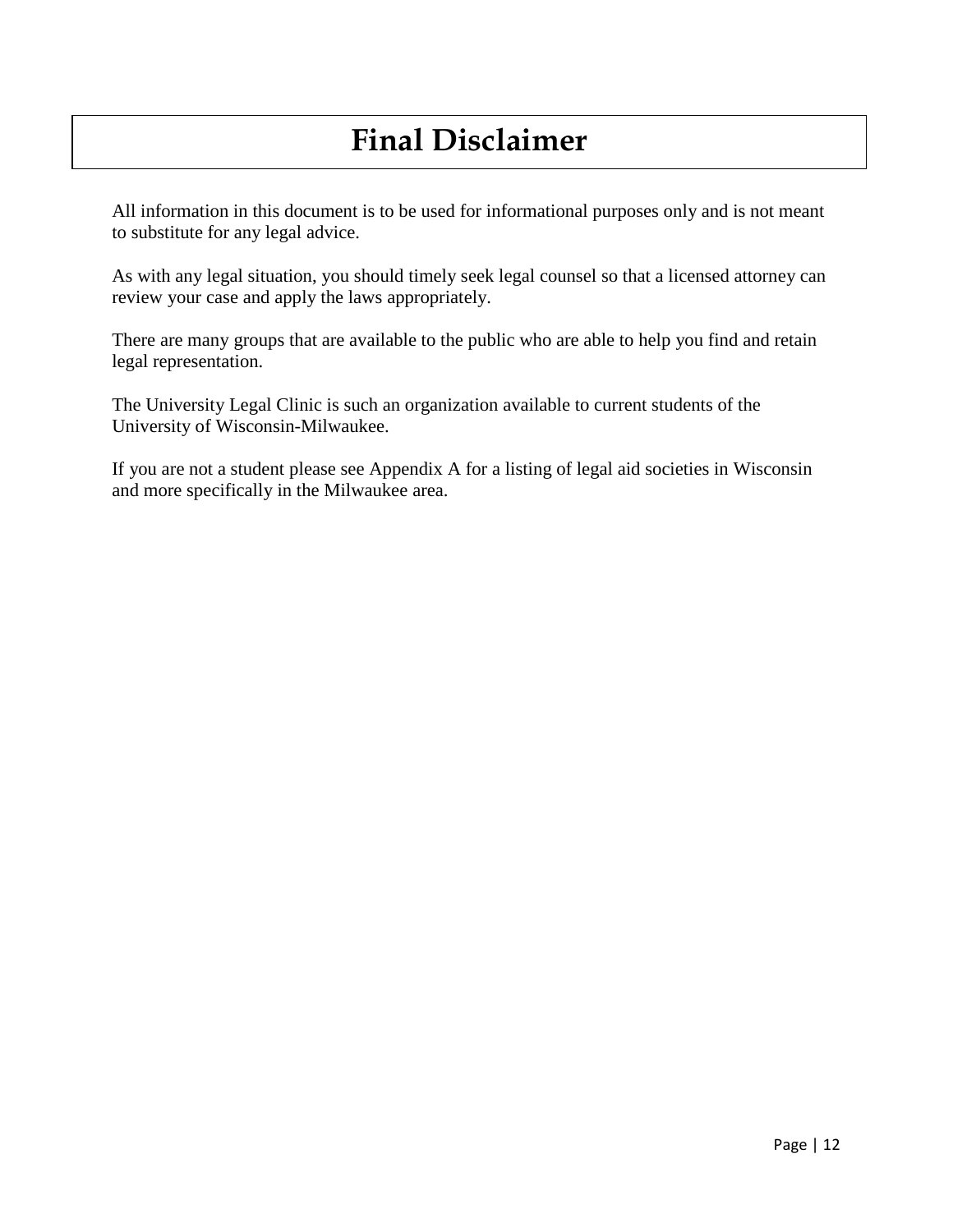# Final Disclaimer

All information in this document is to be used for informational purposes only and is not meant to substitute for any legal advice.

As with any legal situation, you should timely seek legal counsel so that a licensed attorney can review your case and apply the laws appropriately.

There are many groups that are available to the public who are able to help you find and retain legal representation.

The University Legal Clinic is such an organization available to current students of the University of Wisconsin-Milwaukee.

If you are not a student please see Appendix A for a listing of legal aid societies in Wisconsin and more specifically in the Milwaukee area.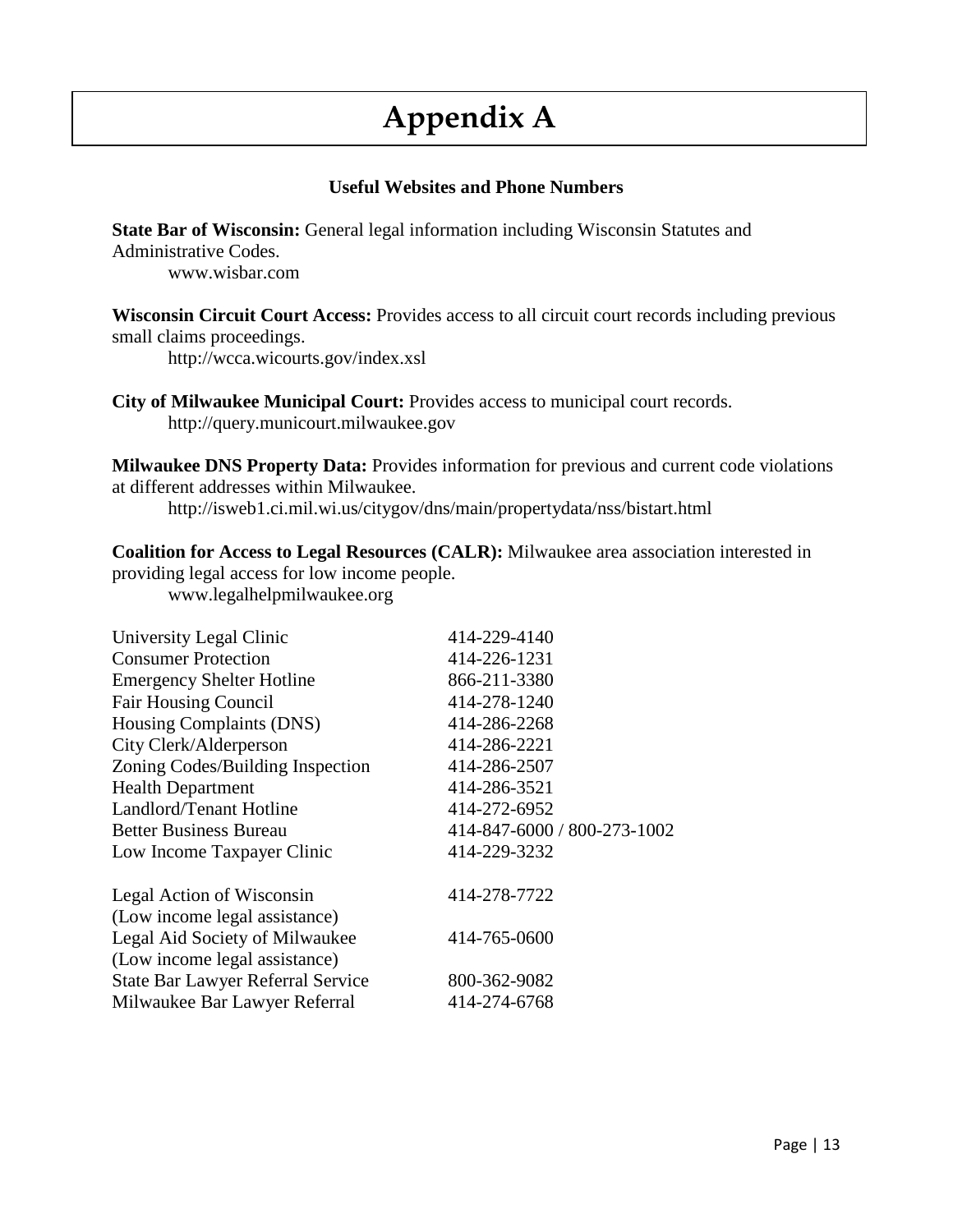# Appendix A

**Useful Websites and Phone Numbers**

**State Bar of Wisconsin:** General legal information including Wisconsin Statutes and Administrative Codes.
www.wisbar.com

**Wisconsin Circuit Court Access:** Provides access to all circuit court records including previous small claims proceedings.
http://wcca.wicourts.gov/index.xsl

**City of Milwaukee Municipal Court:** Provides access to municipal court records.
http://query.municourt.milwaukee.gov

**Milwaukee DNS Property Data:** Provides information for previous and current code violations at different addresses within Milwaukee.
http://isweb1.ci.mil.wi.us/citygov/dns/main/propertydata/nss/bistart.html

**Coalition for Access to Legal Resources (CALR):** Milwaukee area association interested in providing legal access for low income people.
www.legalhelpmilwaukee.org

| | |
|---|---|
| University Legal Clinic | 414-229-4140 |
| Consumer Protection | 414-226-1231 |
| Emergency Shelter Hotline | 866-211-3380 |
| Fair Housing Council | 414-278-1240 |
| Housing Complaints (DNS) | 414-286-2268 |
| City Clerk/Alderperson | 414-286-2221 |
| Zoning Codes/Building Inspection | 414-286-2507 |
| Health Department | 414-286-3521 |
| Landlord/Tenant Hotline | 414-272-6952 |
| Better Business Bureau | 414-847-6000 / 800-273-1002 |
| Low Income Taxpayer Clinic | 414-229-3232 |
| Legal Action of Wisconsin (Low income legal assistance) | 414-278-7722 |
| Legal Aid Society of Milwaukee (Low income legal assistance) | 414-765-0600 |
| State Bar Lawyer Referral Service | 800-362-9082 |
| Milwaukee Bar Lawyer Referral | 414-274-6768 |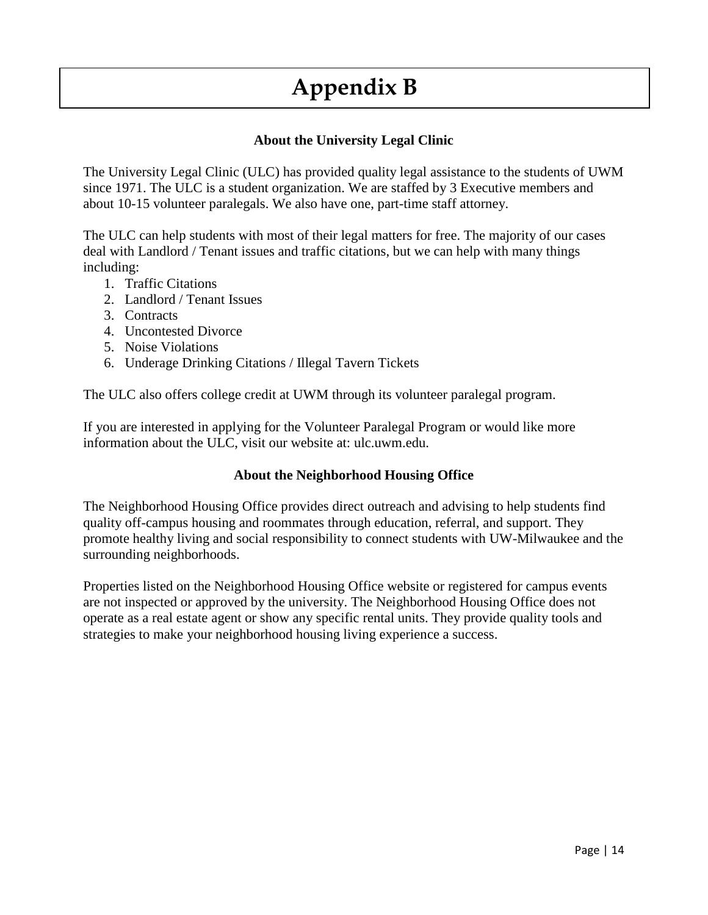# Appendix B

### About the University Legal Clinic

The University Legal Clinic (ULC) has provided quality legal assistance to the students of UWM since 1971. The ULC is a student organization. We are staffed by 3 Executive members and about 10-15 volunteer paralegals. We also have one, part-time staff attorney.

The ULC can help students with most of their legal matters for free. The majority of our cases deal with Landlord / Tenant issues and traffic citations, but we can help with many things including:

1. Traffic Citations
2. Landlord / Tenant Issues
3. Contracts
4. Uncontested Divorce
5. Noise Violations
6. Underage Drinking Citations / Illegal Tavern Tickets

The ULC also offers college credit at UWM through its volunteer paralegal program.

If you are interested in applying for the Volunteer Paralegal Program or would like more information about the ULC, visit our website at: ulc.uwm.edu.

### About the Neighborhood Housing Office

The Neighborhood Housing Office provides direct outreach and advising to help students find quality off-campus housing and roommates through education, referral, and support. They promote healthy living and social responsibility to connect students with UW-Milwaukee and the surrounding neighborhoods.

Properties listed on the Neighborhood Housing Office website or registered for campus events are not inspected or approved by the university. The Neighborhood Housing Office does not operate as a real estate agent or show any specific rental units. They provide quality tools and strategies to make your neighborhood housing living experience a success.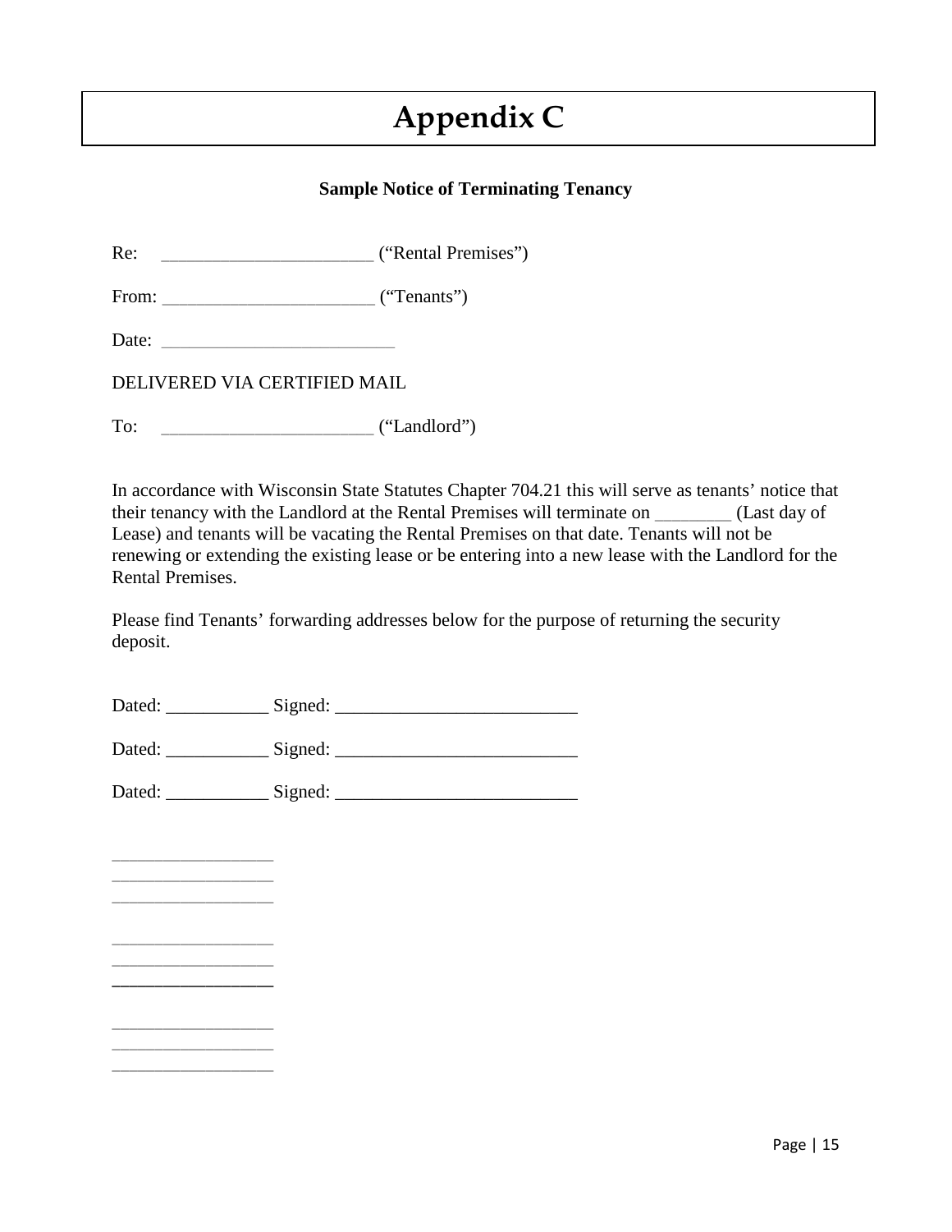# Appendix C

**Sample Notice of Terminating Tenancy**

Re: ______________________ ("Rental Premises")

From: ______________________ ("Tenants")

Date: ________________________

DELIVERED VIA CERTIFIED MAIL

To: ______________________ ("Landlord")

In accordance with Wisconsin State Statutes Chapter 704.21 this will serve as tenants' notice that their tenancy with the Landlord at the Rental Premises will terminate on ________ (Last day of Lease) and tenants will be vacating the Rental Premises on that date. Tenants will not be renewing or extending the existing lease or be entering into a new lease with the Landlord for the Rental Premises.

Please find Tenants' forwarding addresses below for the purpose of returning the security deposit.

Dated: ___________ Signed: __________________________

Dated: ___________ Signed: __________________________

Dated: ___________ Signed: __________________________

_________________
_________________
_________________

_________________
_________________
_________________

_________________
_________________
_________________